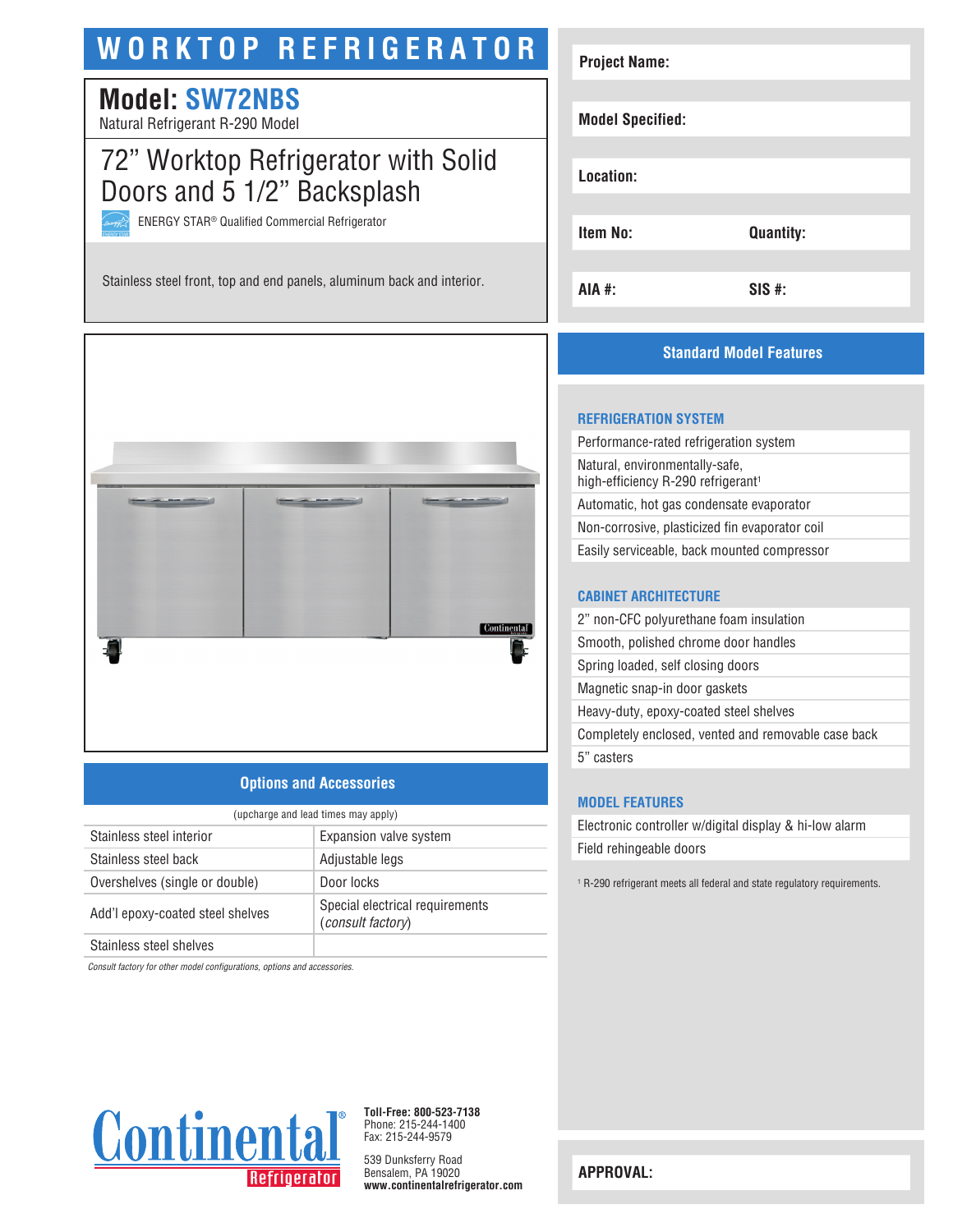# WORKTOP REFRIGERATOR

## Model: SW72NBS

Natural Refrigerant R-290 Model

## 72" Worktop Refrigerator with Solid Doors and 5 1/2" Backsplash

ENERGY STAR® Qualified Commercial Refrigerator

Stainless steel front, top and end panels, aluminum back and interior.

| | |
|---|---|
| **Project Name:** | |
| **Model Specified:** | |
| **Location:** | |
| **Item No:** | **Quantity:** |
| **AIA #:** | **SIS #:** |

## Standard Model Features

### REFRIGERATION SYSTEM

- Performance-rated refrigeration system
- Natural, environmentally-safe, high-efficiency R-290 refrigerant[1]
- Automatic, hot gas condensate evaporator
- Non-corrosive, plasticized fin evaporator coil
- Easily serviceable, back mounted compressor

### CABINET ARCHITECTURE

- 2" non-CFC polyurethane foam insulation
- Smooth, polished chrome door handles
- Spring loaded, self closing doors
- Magnetic snap-in door gaskets
- Heavy-duty, epoxy-coated steel shelves
- Completely enclosed, vented and removable case back
- 5" casters

### MODEL FEATURES

- Electronic controller w/digital display & hi-low alarm
- Field rehingeable doors

[1] R-290 refrigerant meets all federal and state regulatory requirements.

## Options and Accessories

(upcharge and lead times may apply)

| | |
|---|---|
| Stainless steel interior | Expansion valve system |
| Stainless steel back | Adjustable legs |
| Overshelves (single or double) | Door locks |
| Add'l epoxy-coated steel shelves | Special electrical requirements (*consult factory*) |
| Stainless steel shelves | |

*Consult factory for other model configurations, options and accessories.*

**Toll-Free: 800-523-7138**
Phone: 215-244-1400
Fax: 215-244-9579

539 Dunksferry Road
Bensalem, PA 19020
**www.continentalrefrigerator.com**

**APPROVAL:**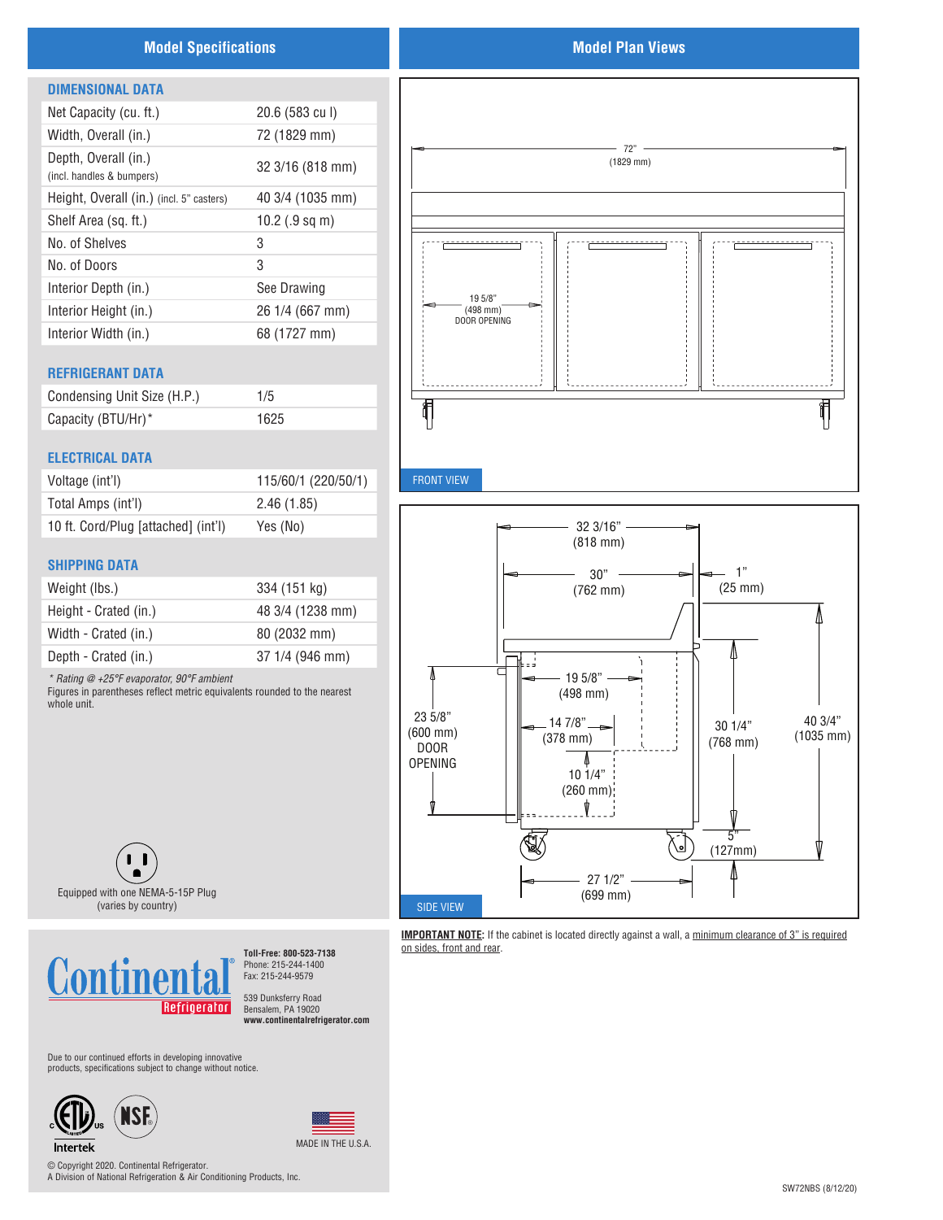## Model Specifications

### DIMENSIONAL DATA

| | |
|---|---|
| Net Capacity (cu. ft.) | 20.6 (583 cu l) |
| Width, Overall (in.) | 72 (1829 mm) |
| Depth, Overall (in.) (incl. handles & bumpers) | 32 3/16 (818 mm) |
| Height, Overall (in.) (incl. 5" casters) | 40 3/4 (1035 mm) |
| Shelf Area (sq. ft.) | 10.2 (.9 sq m) |
| No. of Shelves | 3 |
| No. of Doors | 3 |
| Interior Depth (in.) | See Drawing |
| Interior Height (in.) | 26 1/4 (667 mm) |
| Interior Width (in.) | 68 (1727 mm) |

### REFRIGERANT DATA

| | |
|---|---|
| Condensing Unit Size (H.P.) | 1/5 |
| Capacity (BTU/Hr)* | 1625 |

### ELECTRICAL DATA

| | |
|---|---|
| Voltage (int'l) | 115/60/1 (220/50/1) |
| Total Amps (int'l) | 2.46 (1.85) |
| 10 ft. Cord/Plug [attached] (int'l) | Yes (No) |

### SHIPPING DATA

| | |
|---|---|
| Weight (lbs.) | 334 (151 kg) |
| Height - Crated (in.) | 48 3/4 (1238 mm) |
| Width - Crated (in.) | 80 (2032 mm) |
| Depth - Crated (in.) | 37 1/4 (946 mm) |

*\* Rating @ +25°F evaporator, 90°F ambient*

Figures in parentheses reflect metric equivalents rounded to the nearest whole unit.

Equipped with one NEMA-5-15P Plug (varies by country)

## Model Plan Views

72"
(1829 mm)

19 5/8"
(498 mm)
DOOR OPENING

FRONT VIEW

32 3/16"
(818 mm)

30"
(762 mm)

1"
(25 mm)

19 5/8"
(498 mm)

23 5/8"
(600 mm)
DOOR OPENING

14 7/8"
(378 mm)

30 1/4"
(768 mm)

40 3/4"
(1035 mm)

10 1/4"
(260 mm)

5"
(127mm)

27 1/2"
(699 mm)

SIDE VIEW

**IMPORTANT NOTE:** If the cabinet is located directly against a wall, a minimum clearance of 3" is required on sides, front and rear.

Continental Refrigerator

**Toll-Free: 800-523-7138**
Phone: 215-244-1400
Fax: 215-244-9579

539 Dunksferry Road
Bensalem, PA 19020
**www.continentalrefrigerator.com**

Due to our continued efforts in developing innovative products, specifications subject to change without notice.

Intertek

MADE IN THE U.S.A.

© Copyright 2020. Continental Refrigerator.
A Division of National Refrigeration & Air Conditioning Products, Inc.

SW72NBS (8/12/20)